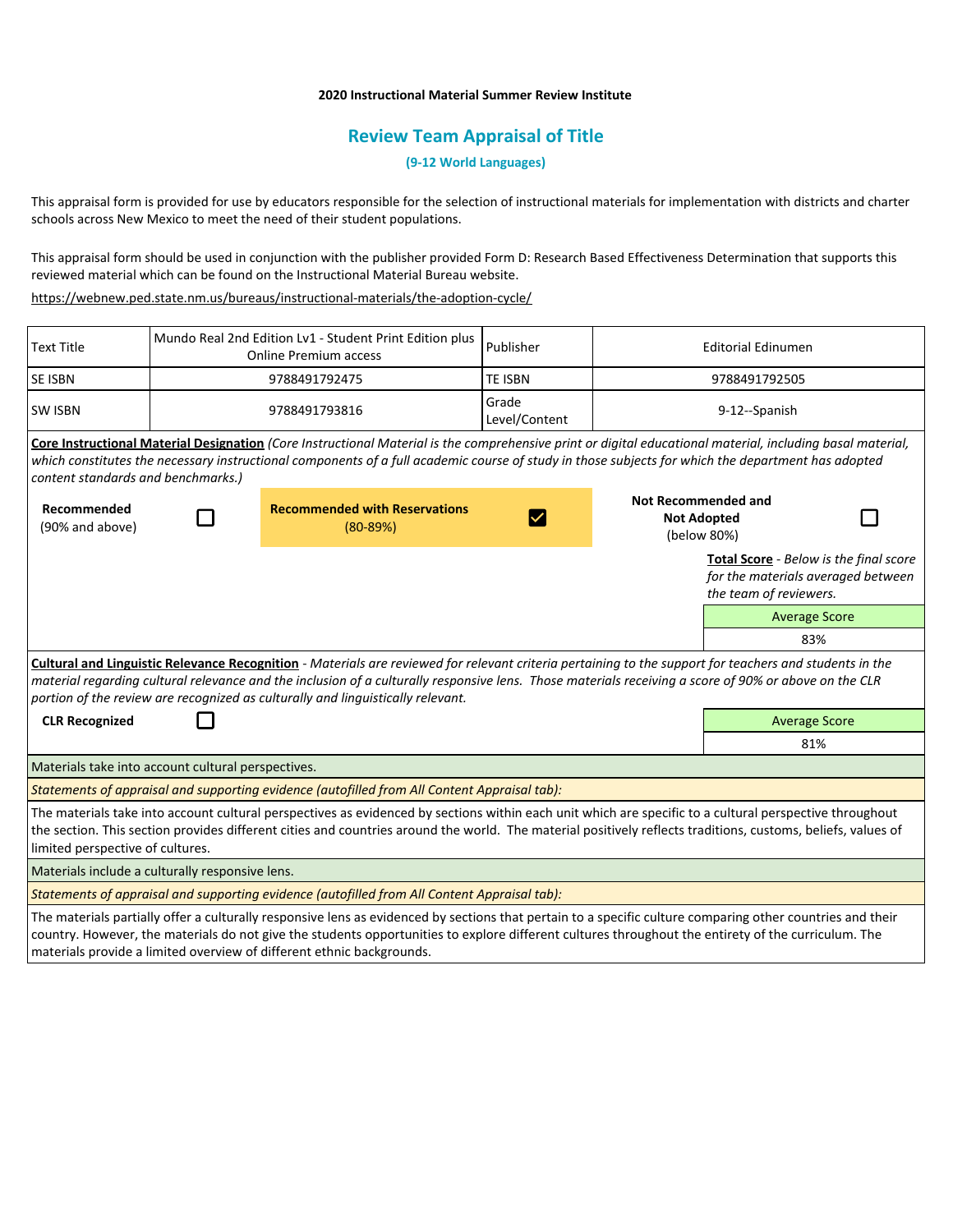**2020 Instructional Material Summer Review Institute**

# Review Team Appraisal of Title

### (9-12 World Languages)

This appraisal form is provided for use by educators responsible for the selection of instructional materials for implementation with districts and charter schools across New Mexico to meet the need of their student populations.

This appraisal form should be used in conjunction with the publisher provided Form D: Research Based Effectiveness Determination that supports this reviewed material which can be found on the Instructional Material Bureau website.

https://webnew.ped.state.nm.us/bureaus/instructional-materials/the-adoption-cycle/

| Text Title | Mundo Real 2nd Edition Lv1 - Student Print Edition plus Online Premium access | Publisher | Editorial Edinumen |
|---|---|---|---|
| SE ISBN | 9788491792475 | TE ISBN | 9788491792505 |
| SW ISBN | 9788491793816 | Grade Level/Content | 9-12--Spanish |

**Core Instructional Material Designation** *(Core Instructional Material is the comprehensive print or digital educational material, including basal material, which constitutes the necessary instructional components of a full academic course of study in those subjects for which the department has adopted content standards and benchmarks.)*

| Recommended (90% and above) | ☐ | **Recommended with Reservations** (80-89%) | ☑ | **Not Recommended and Not Adopted** (below 80%) | ☐ |
|---|---|---|---|---|---|

**Total Score** - *Below is the final score for the materials averaged between the team of reviewers.*

| Average Score |
|---|
| 83% |

**Cultural and Linguistic Relevance Recognition** - *Materials are reviewed for relevant criteria pertaining to the support for teachers and students in the material regarding cultural relevance and the inclusion of a culturally responsive lens. Those materials receiving a score of 90% or above on the CLR portion of the review are recognized as culturally and linguistically relevant.*

**CLR Recognized** ☐

| Average Score |
|---|
| 81% |

Materials take into account cultural perspectives.

*Statements of appraisal and supporting evidence (autofilled from All Content Appraisal tab):*

The materials take into account cultural perspectives as evidenced by sections within each unit which are specific to a cultural perspective throughout the section. This section provides different cities and countries around the world. The material positively reflects traditions, customs, beliefs, values of limited perspective of cultures.

Materials include a culturally responsive lens.

*Statements of appraisal and supporting evidence (autofilled from All Content Appraisal tab):*

The materials partially offer a culturally responsive lens as evidenced by sections that pertain to a specific culture comparing other countries and their country. However, the materials do not give the students opportunities to explore different cultures throughout the entirety of the curriculum. The materials provide a limited overview of different ethnic backgrounds.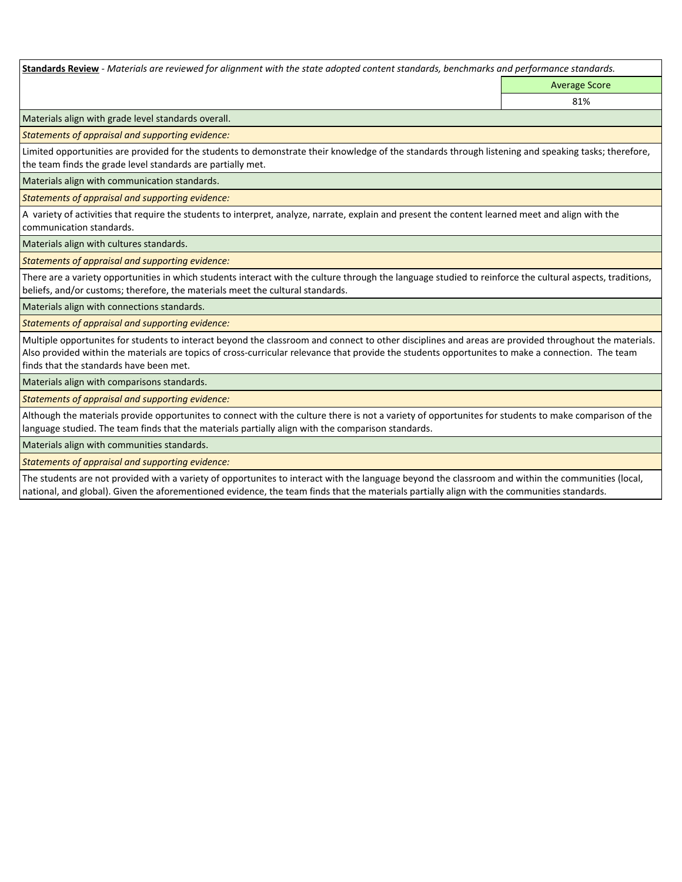**Standards Review** - *Materials are reviewed for alignment with the state adopted content standards, benchmarks and performance standards.*

| | Average Score |
|---|---|
| | 81% |

Materials align with grade level standards overall.

*Statements of appraisal and supporting evidence:*

Limited opportunities are provided for the students to demonstrate their knowledge of the standards through listening and speaking tasks; therefore, the team finds the grade level standards are partially met.

Materials align with communication standards.

*Statements of appraisal and supporting evidence:*

A variety of activities that require the students to interpret, analyze, narrate, explain and present the content learned meet and align with the communication standards.

Materials align with cultures standards.

*Statements of appraisal and supporting evidence:*

There are a variety opportunities in which students interact with the culture through the language studied to reinforce the cultural aspects, traditions, beliefs, and/or customs; therefore, the materials meet the cultural standards.

Materials align with connections standards.

*Statements of appraisal and supporting evidence:*

Multiple opportunites for students to interact beyond the classroom and connect to other disciplines and areas are provided throughout the materials. Also provided within the materials are topics of cross-curricular relevance that provide the students opportunites to make a connection. The team finds that the standards have been met.

Materials align with comparisons standards.

*Statements of appraisal and supporting evidence:*

Although the materials provide opportunites to connect with the culture there is not a variety of opportunites for students to make comparison of the language studied. The team finds that the materials partially align with the comparison standards.

Materials align with communities standards.

*Statements of appraisal and supporting evidence:*

The students are not provided with a variety of opportunites to interact with the language beyond the classroom and within the communities (local, national, and global). Given the aforementioned evidence, the team finds that the materials partially align with the communities standards.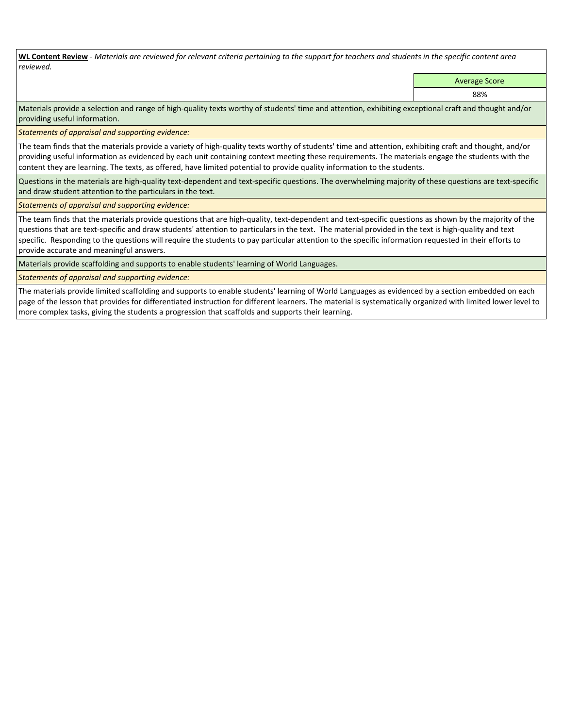**WL Content Review** - *Materials are reviewed for relevant criteria pertaining to the support for teachers and students in the specific content area reviewed.*

| | Average Score |
|---|---|
| | 88% |

Materials provide a selection and range of high-quality texts worthy of students' time and attention, exhibiting exceptional craft and thought and/or providing useful information.

*Statements of appraisal and supporting evidence:*

The team finds that the materials provide a variety of high-quality texts worthy of students' time and attention, exhibiting craft and thought, and/or providing useful information as evidenced by each unit containing context meeting these requirements. The materials engage the students with the content they are learning. The texts, as offered, have limited potential to provide quality information to the students.

Questions in the materials are high-quality text-dependent and text-specific questions. The overwhelming majority of these questions are text-specific and draw student attention to the particulars in the text.

*Statements of appraisal and supporting evidence:*

The team finds that the materials provide questions that are high-quality, text-dependent and text-specific questions as shown by the majority of the questions that are text-specific and draw students' attention to particulars in the text. The material provided in the text is high-quality and text specific. Responding to the questions will require the students to pay particular attention to the specific information requested in their efforts to provide accurate and meaningful answers.

Materials provide scaffolding and supports to enable students' learning of World Languages.

*Statements of appraisal and supporting evidence:*

The materials provide limited scaffolding and supports to enable students' learning of World Languages as evidenced by a section embedded on each page of the lesson that provides for differentiated instruction for different learners. The material is systematically organized with limited lower level to more complex tasks, giving the students a progression that scaffolds and supports their learning.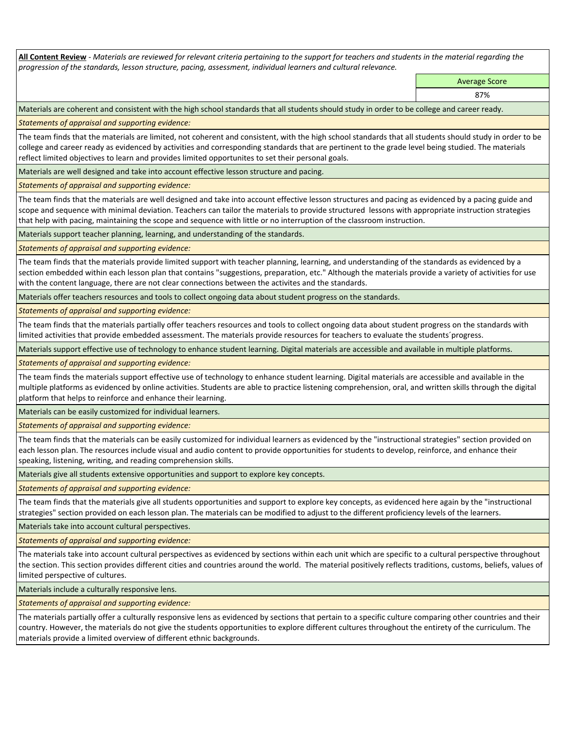**All Content Review** - *Materials are reviewed for relevant criteria pertaining to the support for teachers and students in the material regarding the progression of the standards, lesson structure, pacing, assessment, individual learners and cultural relevance.*

| | Average Score |
|---|---|
| | 87% |

Materials are coherent and consistent with the high school standards that all students should study in order to be college and career ready.

*Statements of appraisal and supporting evidence:*

The team finds that the materials are limited, not coherent and consistent, with the high school standards that all students should study in order to be college and career ready as evidenced by activities and corresponding standards that are pertinent to the grade level being studied. The materials reflect limited objectives to learn and provides limited opportunites to set their personal goals.

Materials are well designed and take into account effective lesson structure and pacing.

*Statements of appraisal and supporting evidence:*

The team finds that the materials are well designed and take into account effective lesson structures and pacing as evidenced by a pacing guide and scope and sequence with minimal deviation. Teachers can tailor the materials to provide structured lessons with appropriate instruction strategies that help with pacing, maintaining the scope and sequence with little or no interruption of the classroom instruction.

Materials support teacher planning, learning, and understanding of the standards.

*Statements of appraisal and supporting evidence:*

The team finds that the materials provide limited support with teacher planning, learning, and understanding of the standards as evidenced by a section embedded within each lesson plan that contains "suggestions, preparation, etc." Although the materials provide a variety of activities for use with the content language, there are not clear connections between the activites and the standards.

Materials offer teachers resources and tools to collect ongoing data about student progress on the standards.

*Statements of appraisal and supporting evidence:*

The team finds that the materials partially offer teachers resources and tools to collect ongoing data about student progress on the standards with limited activities that provide embedded assessment. The materials provide resources for teachers to evaluate the students´progress.

Materials support effective use of technology to enhance student learning. Digital materials are accessible and available in multiple platforms.

*Statements of appraisal and supporting evidence:*

The team finds the materials support effective use of technology to enhance student learning. Digital materials are accessible and available in the multiple platforms as evidenced by online activities. Students are able to practice listening comprehension, oral, and written skills through the digital platform that helps to reinforce and enhance their learning.

Materials can be easily customized for individual learners.

*Statements of appraisal and supporting evidence:*

The team finds that the materials can be easily customized for individual learners as evidenced by the "instructional strategies" section provided on each lesson plan. The resources include visual and audio content to provide opportunities for students to develop, reinforce, and enhance their speaking, listening, writing, and reading comprehension skills.

Materials give all students extensive opportunities and support to explore key concepts.

*Statements of appraisal and supporting evidence:*

The team finds that the materials give all students opportunities and support to explore key concepts, as evidenced here again by the "instructional strategies" section provided on each lesson plan. The materials can be modified to adjust to the different proficiency levels of the learners.

Materials take into account cultural perspectives.

*Statements of appraisal and supporting evidence:*

The materials take into account cultural perspectives as evidenced by sections within each unit which are specific to a cultural perspective throughout the section. This section provides different cities and countries around the world. The material positively reflects traditions, customs, beliefs, values of limited perspective of cultures.

Materials include a culturally responsive lens.

*Statements of appraisal and supporting evidence:*

The materials partially offer a culturally responsive lens as evidenced by sections that pertain to a specific culture comparing other countries and their country. However, the materials do not give the students opportunities to explore different cultures throughout the entirety of the curriculum. The materials provide a limited overview of different ethnic backgrounds.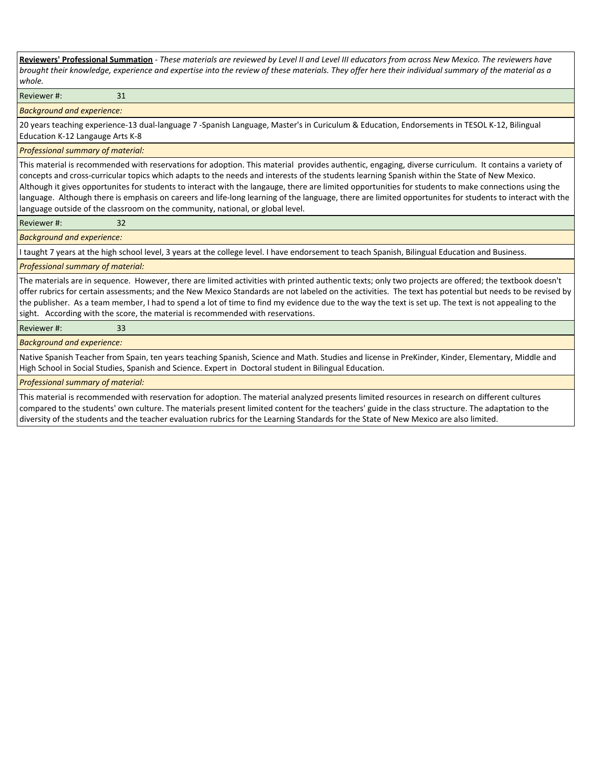**Reviewers' Professional Summation** - *These materials are reviewed by Level II and Level III educators from across New Mexico. The reviewers have brought their knowledge, experience and expertise into the review of these materials. They offer here their individual summary of the material as a whole.*

Reviewer #: 31

*Background and experience:*

20 years teaching experience-13 dual-language 7 -Spanish Language, Master's in Curiculum & Education, Endorsements in TESOL K-12, Bilingual Education K-12 Langauge Arts K-8

*Professional summary of material:*

This material is recommended with reservations for adoption. This material provides authentic, engaging, diverse curriculum. It contains a variety of concepts and cross-curricular topics which adapts to the needs and interests of the students learning Spanish within the State of New Mexico. Although it gives opportunites for students to interact with the langauge, there are limited opportunities for students to make connections using the language. Although there is emphasis on careers and life-long learning of the language, there are limited opportunites for students to interact with the language outside of the classroom on the community, national, or global level.

Reviewer #: 32

*Background and experience:*

I taught 7 years at the high school level, 3 years at the college level. I have endorsement to teach Spanish, Bilingual Education and Business.

*Professional summary of material:*

The materials are in sequence. However, there are limited activities with printed authentic texts; only two projects are offered; the textbook doesn't offer rubrics for certain assessments; and the New Mexico Standards are not labeled on the activities. The text has potential but needs to be revised by the publisher. As a team member, I had to spend a lot of time to find my evidence due to the way the text is set up. The text is not appealing to the sight. According with the score, the material is recommended with reservations.

Reviewer #: 33

*Background and experience:*

Native Spanish Teacher from Spain, ten years teaching Spanish, Science and Math. Studies and license in PreKinder, Kinder, Elementary, Middle and High School in Social Studies, Spanish and Science. Expert in Doctoral student in Bilingual Education.

*Professional summary of material:*

This material is recommended with reservation for adoption. The material analyzed presents limited resources in research on different cultures compared to the students' own culture. The materials present limited content for the teachers' guide in the class structure. The adaptation to the diversity of the students and the teacher evaluation rubrics for the Learning Standards for the State of New Mexico are also limited.